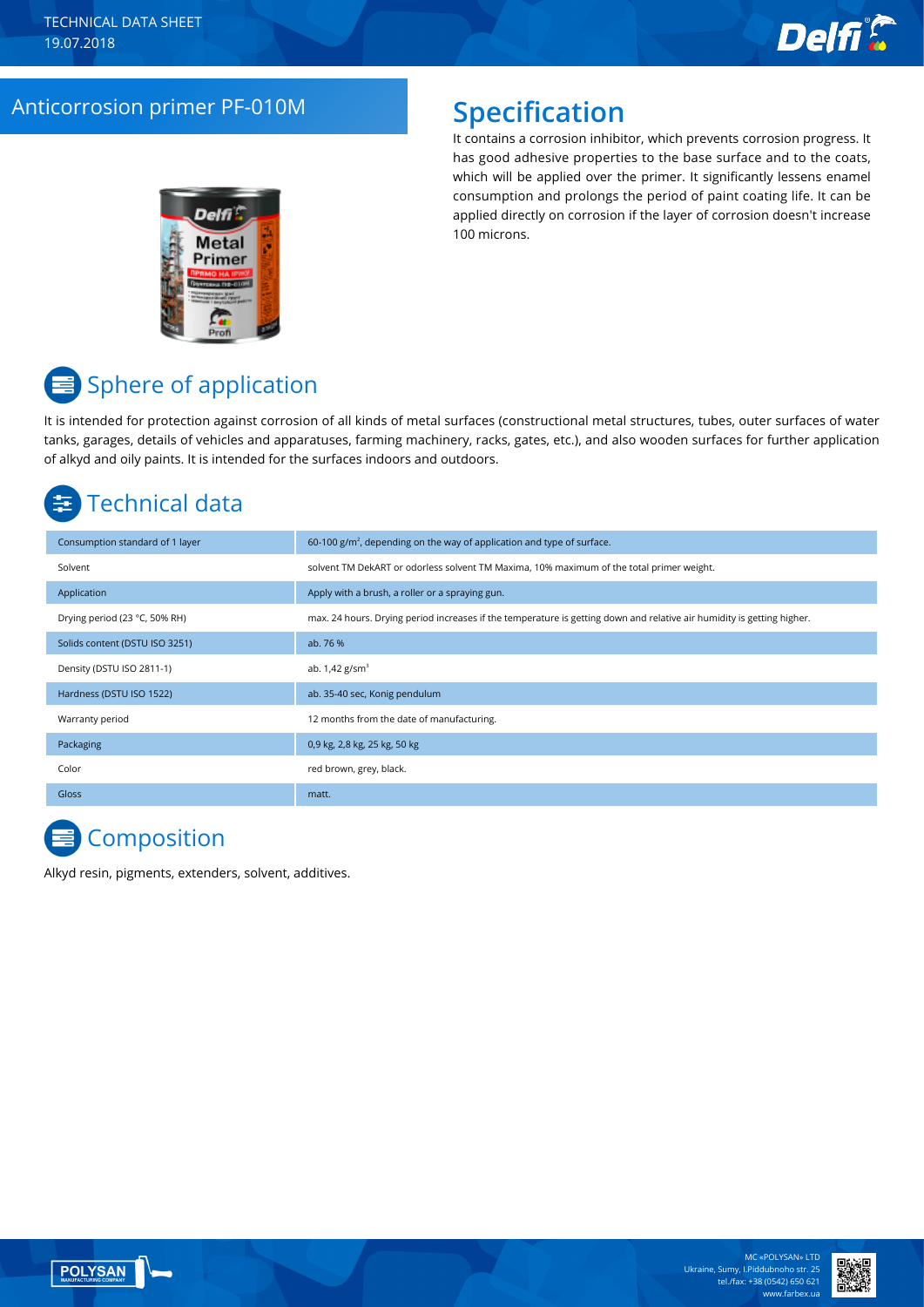TECHNICAL DATA SHEET
19.07.2018

# Anticorrosion primer PF-010M

## Specification

It contains a corrosion inhibitor, which prevents corrosion progress. It has good adhesive properties to the base surface and to the coats, which will be applied over the primer. It significantly lessens enamel consumption and prolongs the period of paint coating life. It can be applied directly on corrosion if the layer of corrosion doesn't increase 100 microns.

## Sphere of application

It is intended for protection against corrosion of all kinds of metal surfaces (constructional metal structures, tubes, outer surfaces of water tanks, garages, details of vehicles and apparatuses, farming machinery, racks, gates, etc.), and also wooden surfaces for further application of alkyd and oily paints. It is intended for the surfaces indoors and outdoors.

## Technical data

| | |
|---|---|
| Consumption standard of 1 layer | 60-100 g/m$^2$, depending on the way of application and type of surface. |
| Solvent | solvent TM DekART or odorless solvent TM Maxima, 10% maximum of the total primer weight. |
| Application | Apply with a brush, a roller or a spraying gun. |
| Drying period (23 °C, 50% RH) | max. 24 hours. Drying period increases if the temperature is getting down and relative air humidity is getting higher. |
| Solids content (DSTU ISO 3251) | ab. 76 % |
| Density (DSTU ISO 2811-1) | ab. 1,42 g/sm$^3$ |
| Hardness (DSTU ISO 1522) | ab. 35-40 sec, Konig pendulum |
| Warranty period | 12 months from the date of manufacturing. |
| Packaging | 0,9 kg, 2,8 kg, 25 kg, 50 kg |
| Color | red brown, grey, black. |
| Gloss | matt. |

## Composition

Alkyd resin, pigments, extenders, solvent, additives.

MC «POLYSAN» LTD
Ukraine, Sumy, I.Piddubnoho str. 25
tel./fax: +38 (0542) 650 621
www.farbex.ua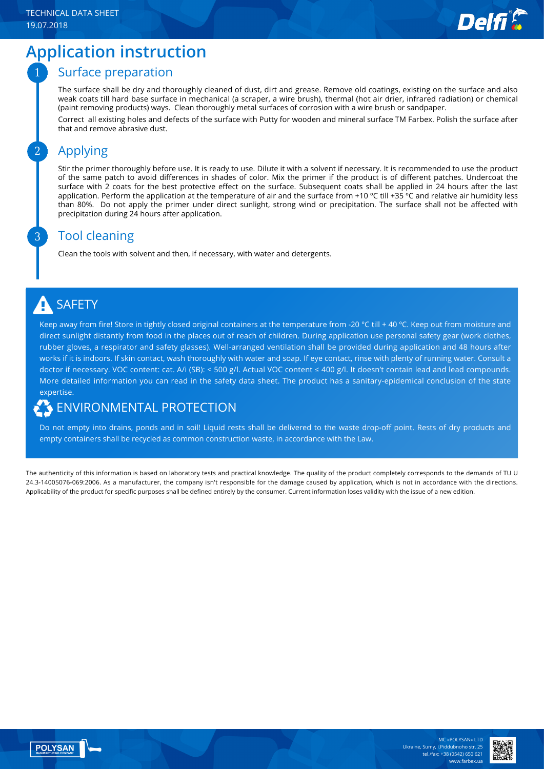# Application instruction

## 1 Surface preparation

The surface shall be dry and thoroughly cleaned of dust, dirt and grease. Remove old coatings, existing on the surface and also weak coats till hard base surface in mechanical (a scraper, a wire brush), thermal (hot air drier, infrared radiation) or chemical (paint removing products) ways. Clean thoroughly metal surfaces of corrosion with a wire brush or sandpaper.

Correct all existing holes and defects of the surface with Putty for wooden and mineral surface TM Farbex. Polish the surface after that and remove abrasive dust.

## 2 Applying

Stir the primer thoroughly before use. It is ready to use. Dilute it with a solvent if necessary. It is recommended to use the product of the same patch to avoid differences in shades of color. Mix the primer if the product is of different patches. Undercoat the surface with 2 coats for the best protective effect on the surface. Subsequent coats shall be applied in 24 hours after the last application. Perform the application at the temperature of air and the surface from +10 ºC till +35 ºC and relative air humidity less than 80%. Do not apply the primer under direct sunlight, strong wind or precipitation. The surface shall not be affected with precipitation during 24 hours after application.

## 3 Tool cleaning

Clean the tools with solvent and then, if necessary, with water and detergents.

## SAFETY

Keep away from fire! Store in tightly closed original containers at the temperature from -20 °C till + 40 °C. Keep out from moisture and direct sunlight distantly from food in the places out of reach of children. During application use personal safety gear (work clothes, rubber gloves, a respirator and safety glasses). Well-arranged ventilation shall be provided during application and 48 hours after works if it is indoors. If skin contact, wash thoroughly with water and soap. If eye contact, rinse with plenty of running water. Consult a doctor if necessary. VOC content: cat. A/i (SB): < 500 g/l. Actual VOC content ≤ 400 g/l. It doesn't contain lead and lead compounds. More detailed information you can read in the safety data sheet. The product has a sanitary-epidemical conclusion of the state expertise.

## ENVIRONMENTAL PROTECTION

Do not empty into drains, ponds and in soil! Liquid rests shall be delivered to the waste drop-off point. Rests of dry products and empty containers shall be recycled as common construction waste, in accordance with the Law.

The authenticity of this information is based on laboratory tests and practical knowledge. The quality of the product completely corresponds to the demands of TU U 24.3-14005076-069:2006. As a manufacturer, the company isn't responsible for the damage caused by application, which is not in accordance with the directions. Applicability of the product for specific purposes shall be defined entirely by the consumer. Current information loses validity with the issue of a new edition.

MC «POLYSAN» LTD
Ukraine, Sumy, I.Piddubnoho str. 25
tel./fax: +38 (0542) 650 621
www.farbex.ua